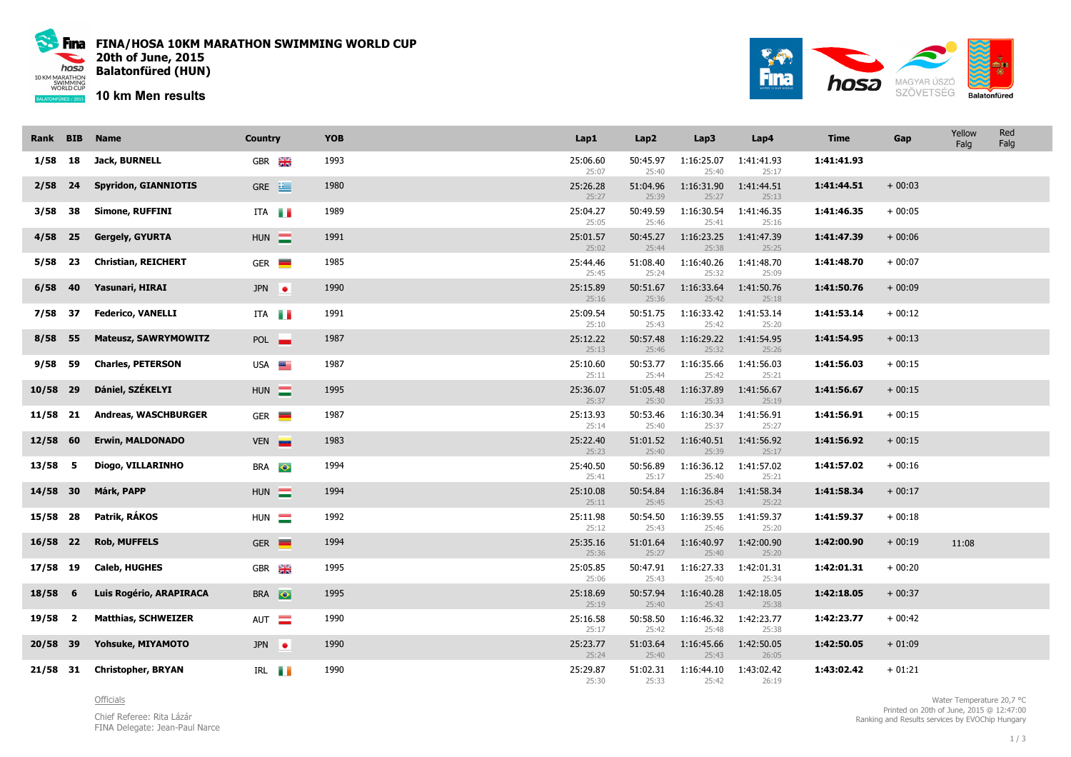# FINA/HOSA 10KM MARATHON SWIMMING WORLD CUP

**20th of June, 2015**

**Balatonfüred (HUN)**

## 10 km Men results

| Rank | BIB | Name | Country | YOB | Lap1 | Lap2 | Lap3 | Lap4 | Time | Gap | Yellow Falg | Red Falg |
|---|---|---|---|---|---|---|---|---|---|---|---|---|
| 1/58 | 18 | **Jack, BURNELL** | GBR | 1993 | 25:06.60 (25:07) | 50:45.97 (25:40) | 1:16:25.07 (25:40) | 1:41:41.93 (25:17) | **1:41:41.93** | | | |
| 2/58 | 24 | **Spyridon, GIANNIOTIS** | GRE | 1980 | 25:26.28 (25:27) | 51:04.96 (25:39) | 1:16:31.90 (25:27) | 1:41:44.51 (25:13) | **1:41:44.51** | + 00:03 | | |
| 3/58 | 38 | **Simone, RUFFINI** | ITA | 1989 | 25:04.27 (25:05) | 50:49.59 (25:46) | 1:16:30.54 (25:41) | 1:41:46.35 (25:16) | **1:41:46.35** | + 00:05 | | |
| 4/58 | 25 | **Gergely, GYURTA** | HUN | 1991 | 25:01.57 (25:02) | 50:45.27 (25:44) | 1:16:23.25 (25:38) | 1:41:47.39 (25:25) | **1:41:47.39** | + 00:06 | | |
| 5/58 | 23 | **Christian, REICHERT** | GER | 1985 | 25:44.46 (25:45) | 51:08.40 (25:24) | 1:16:40.26 (25:32) | 1:41:48.70 (25:09) | **1:41:48.70** | + 00:07 | | |
| 6/58 | 40 | **Yasunari, HIRAI** | JPN | 1990 | 25:15.89 (25:16) | 50:51.67 (25:36) | 1:16:33.64 (25:42) | 1:41:50.76 (25:18) | **1:41:50.76** | + 00:09 | | |
| 7/58 | 37 | **Federico, VANELLI** | ITA | 1991 | 25:09.54 (25:10) | 50:51.75 (25:43) | 1:16:33.42 (25:42) | 1:41:53.14 (25:20) | **1:41:53.14** | + 00:12 | | |
| 8/58 | 55 | **Mateusz, SAWRYMOWITZ** | POL | 1987 | 25:12.22 (25:13) | 50:57.48 (25:46) | 1:16:29.22 (25:32) | 1:41:54.95 (25:26) | **1:41:54.95** | + 00:13 | | |
| 9/58 | 59 | **Charles, PETERSON** | USA | 1987 | 25:10.60 (25:11) | 50:53.77 (25:44) | 1:16:35.66 (25:42) | 1:41:56.03 (25:21) | **1:41:56.03** | + 00:15 | | |
| 10/58 | 29 | **Dániel, SZÉKELYI** | HUN | 1995 | 25:36.07 (25:37) | 51:05.48 (25:30) | 1:16:37.89 (25:33) | 1:41:56.67 (25:19) | **1:41:56.67** | + 00:15 | | |
| 11/58 | 21 | **Andreas, WASCHBURGER** | GER | 1987 | 25:13.93 (25:14) | 50:53.46 (25:40) | 1:16:30.34 (25:37) | 1:41:56.91 (25:27) | **1:41:56.91** | + 00:15 | | |
| 12/58 | 60 | **Erwin, MALDONADO** | VEN | 1983 | 25:22.40 (25:23) | 51:01.52 (25:40) | 1:16:40.51 (25:39) | 1:41:56.92 (25:17) | **1:41:56.92** | + 00:15 | | |
| 13/58 | 5 | **Diogo, VILLARINHO** | BRA | 1994 | 25:40.50 (25:41) | 50:56.89 (25:17) | 1:16:36.12 (25:40) | 1:41:57.02 (25:21) | **1:41:57.02** | + 00:16 | | |
| 14/58 | 30 | **Márk, PAPP** | HUN | 1994 | 25:10.08 (25:11) | 50:54.84 (25:45) | 1:16:36.84 (25:43) | 1:41:58.34 (25:22) | **1:41:58.34** | + 00:17 | | |
| 15/58 | 28 | **Patrik, RÁKOS** | HUN | 1992 | 25:11.98 (25:12) | 50:54.50 (25:43) | 1:16:39.55 (25:46) | 1:41:59.37 (25:20) | **1:41:59.37** | + 00:18 | | |
| 16/58 | 22 | **Rob, MUFFELS** | GER | 1994 | 25:35.16 (25:36) | 51:01.64 (25:27) | 1:16:40.97 (25:40) | 1:42:00.90 (25:20) | **1:42:00.90** | + 00:19 | 11:08 | |
| 17/58 | 19 | **Caleb, HUGHES** | GBR | 1995 | 25:05.85 (25:06) | 50:47.91 (25:43) | 1:16:27.33 (25:40) | 1:42:01.31 (25:34) | **1:42:01.31** | + 00:20 | | |
| 18/58 | 6 | **Luis Rogério, ARAPIRACA** | BRA | 1995 | 25:18.69 (25:19) | 50:57.94 (25:40) | 1:16:40.28 (25:43) | 1:42:18.05 (25:38) | **1:42:18.05** | + 00:37 | | |
| 19/58 | 2 | **Matthias, SCHWEIZER** | AUT | 1990 | 25:16.58 (25:17) | 50:58.50 (25:42) | 1:16:46.32 (25:48) | 1:42:23.77 (25:38) | **1:42:23.77** | + 00:42 | | |
| 20/58 | 39 | **Yohsuke, MIYAMOTO** | JPN | 1990 | 25:23.77 (25:24) | 51:03.64 (25:40) | 1:16:45.66 (25:43) | 1:42:50.05 (26:05) | **1:42:50.05** | + 01:09 | | |
| 21/58 | 31 | **Christopher, BRYAN** | IRL | 1990 | 25:29.87 (25:30) | 51:02.31 (25:33) | 1:16:44.10 (25:42) | 1:43:02.42 (26:19) | **1:43:02.42** | + 01:21 | | |

Officials

Chief Referee: Rita Lázár
FINA Delegate: Jean-Paul Narce

Water Temperature 20,7 °C
Printed on 20th of June, 2015 @ 12:47:00
Ranking and Results services by EVOChip Hungary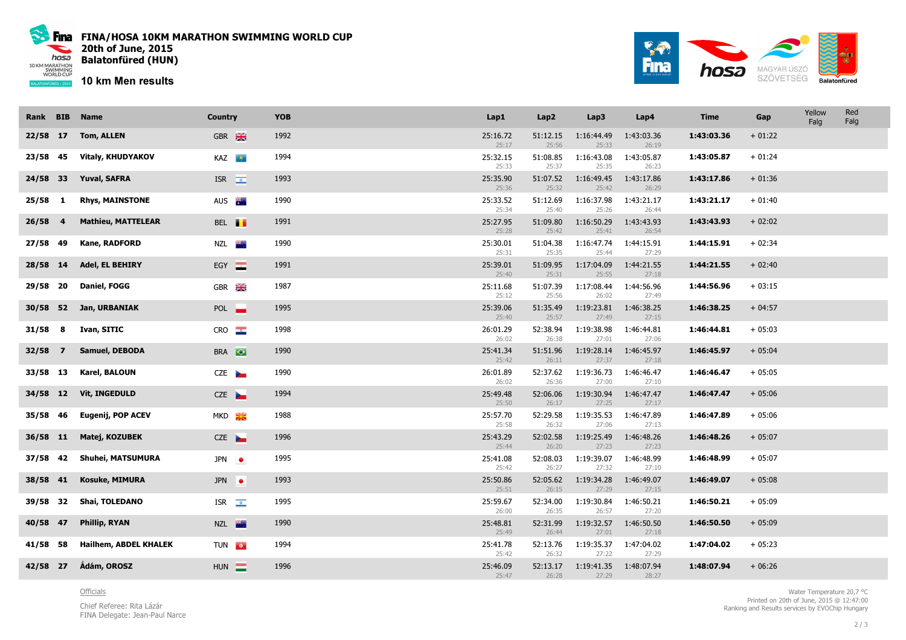# FINA/HOSA 10KM MARATHON SWIMMING WORLD CUP

**20th of June, 2015**

**Balatonfüred (HUN)**

## 10 km Men results

| Rank | BIB | Name | Country | YOB | Lap1 | Lap2 | Lap3 | Lap4 | Time | Gap | Yellow Falg | Red Falg |
|---|---|---|---|---|---|---|---|---|---|---|---|---|
| 22/58 | 17 | Tom, ALLEN | GBR | 1992 | 25:16.72 25:17 | 51:12.15 25:56 | 1:16:44.49 25:33 | 1:43:03.36 26:19 | **1:43:03.36** | + 01:22 | | |
| 23/58 | 45 | Vitaly, KHUDYAKOV | KAZ | 1994 | 25:32.15 25:33 | 51:08.85 25:37 | 1:16:43.08 25:35 | 1:43:05.87 26:23 | **1:43:05.87** | + 01:24 | | |
| 24/58 | 33 | Yuval, SAFRA | ISR | 1993 | 25:35.90 25:36 | 51:07.52 25:32 | 1:16:49.45 25:42 | 1:43:17.86 26:29 | **1:43:17.86** | + 01:36 | | |
| 25/58 | 1 | Rhys, MAINSTONE | AUS | 1990 | 25:33.52 25:34 | 51:12.69 25:40 | 1:16:37.98 25:26 | 1:43:21.17 26:44 | **1:43:21.17** | + 01:40 | | |
| 26/58 | 4 | Mathieu, MATTELEAR | BEL | 1991 | 25:27.95 25:28 | 51:09.80 25:42 | 1:16:50.29 25:41 | 1:43:43.93 26:54 | **1:43:43.93** | + 02:02 | | |
| 27/58 | 49 | Kane, RADFORD | NZL | 1990 | 25:30.01 25:31 | 51:04.38 25:35 | 1:16:47.74 25:44 | 1:44:15.91 27:29 | **1:44:15.91** | + 02:34 | | |
| 28/58 | 14 | Adel, EL BEHIRY | EGY | 1991 | 25:39.01 25:40 | 51:09.95 25:31 | 1:17:04.09 25:55 | 1:44:21.55 27:18 | **1:44:21.55** | + 02:40 | | |
| 29/58 | 20 | Daniel, FOGG | GBR | 1987 | 25:11.68 25:12 | 51:07.39 25:56 | 1:17:08.44 26:02 | 1:44:56.96 27:49 | **1:44:56.96** | + 03:15 | | |
| 30/58 | 52 | Jan, URBANIAK | POL | 1995 | 25:39.06 25:40 | 51:35.49 25:57 | 1:19:23.81 27:49 | 1:46:38.25 27:15 | **1:46:38.25** | + 04:57 | | |
| 31/58 | 8 | Ivan, SITIC | CRO | 1998 | 26:01.29 26:02 | 52:38.94 26:38 | 1:19:38.98 27:01 | 1:46:44.81 27:06 | **1:46:44.81** | + 05:03 | | |
| 32/58 | 7 | Samuel, DEBODA | BRA | 1990 | 25:41.34 25:42 | 51:51.96 26:11 | 1:19:28.14 27:37 | 1:46:45.97 27:18 | **1:46:45.97** | + 05:04 | | |
| 33/58 | 13 | Karel, BALOUN | CZE | 1990 | 26:01.89 26:02 | 52:37.62 26:36 | 1:19:36.73 27:00 | 1:46:46.47 27:10 | **1:46:46.47** | + 05:05 | | |
| 34/58 | 12 | Vit, INGEDULD | CZE | 1994 | 25:49.48 25:50 | 52:06.06 26:17 | 1:19:30.94 27:25 | 1:46:47.47 27:17 | **1:46:47.47** | + 05:06 | | |
| 35/58 | 46 | Eugenij, POP ACEV | MKD | 1988 | 25:57.70 25:58 | 52:29.58 26:32 | 1:19:35.53 27:06 | 1:46:47.89 27:13 | **1:46:47.89** | + 05:06 | | |
| 36/58 | 11 | Matej, KOZUBEK | CZE | 1996 | 25:43.29 25:44 | 52:02.58 26:20 | 1:19:25.49 27:23 | 1:46:48.26 27:23 | **1:46:48.26** | + 05:07 | | |
| 37/58 | 42 | Shuhei, MATSUMURA | JPN | 1995 | 25:41.08 25:42 | 52:08.03 26:27 | 1:19:39.07 27:32 | 1:46:48.99 27:10 | **1:46:48.99** | + 05:07 | | |
| 38/58 | 41 | Kosuke, MIMURA | JPN | 1993 | 25:50.86 25:51 | 52:05.62 26:15 | 1:19:34.28 27:29 | 1:46:49.07 27:15 | **1:46:49.07** | + 05:08 | | |
| 39/58 | 32 | Shai, TOLEDANO | ISR | 1995 | 25:59.67 26:00 | 52:34.00 26:35 | 1:19:30.84 26:57 | 1:46:50.21 27:20 | **1:46:50.21** | + 05:09 | | |
| 40/58 | 47 | Phillip, RYAN | NZL | 1990 | 25:48.81 25:49 | 52:31.99 26:44 | 1:19:32.57 27:01 | 1:46:50.50 27:18 | **1:46:50.50** | + 05:09 | | |
| 41/58 | 58 | Hailhem, ABDEL KHALEK | TUN | 1994 | 25:41.78 25:42 | 52:13.76 26:32 | 1:19:35.37 27:22 | 1:47:04.02 27:29 | **1:47:04.02** | + 05:23 | | |
| 42/58 | 27 | Ádám, OROSZ | HUN | 1996 | 25:46.09 25:47 | 52:13.17 26:28 | 1:19:41.35 27:29 | 1:48:07.94 28:27 | **1:48:07.94** | + 06:26 | | |

Officials

Chief Referee: Rita Lázár
FINA Delegate: Jean-Paul Narce

Water Temperature 20,7 °C
Printed on 20th of June, 2015 @ 12:47:00
Ranking and Results services by EVOChip Hungary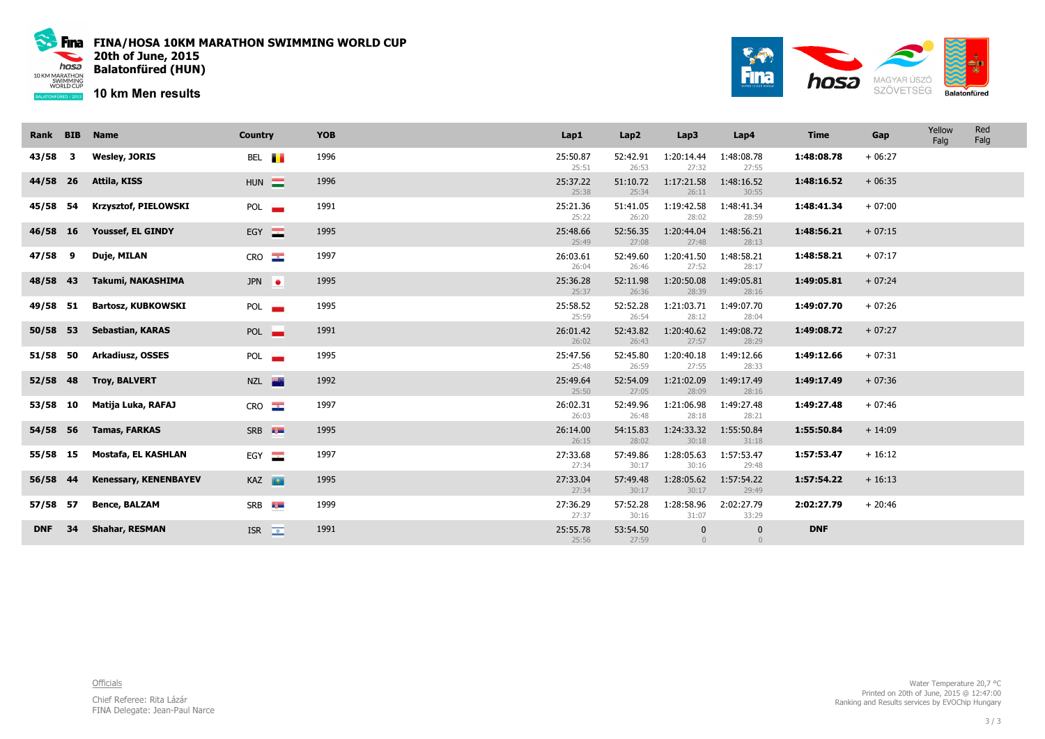# FINA/HOSA 10KM MARATHON SWIMMING WORLD CUP

**20th of June, 2015**

**Balatonfüred (HUN)**

## 10 km Men results

| Rank | BIB | Name | Country | YOB | Lap1 | Lap2 | Lap3 | Lap4 | Time | Gap | Yellow Falg | Red Falg |
|---|---|---|---|---|---|---|---|---|---|---|---|---|
| 43/58 | 3 | **Wesley, JORIS** | BEL | 1996 | 25:50.87 25:51 | 52:42.91 26:53 | 1:20:14.44 27:32 | 1:48:08.78 27:55 | **1:48:08.78** | + 06:27 | | |
| 44/58 | 26 | **Attila, KISS** | HUN | 1996 | 25:37.22 25:38 | 51:10.72 25:34 | 1:17:21.58 26:11 | 1:48:16.52 30:55 | **1:48:16.52** | + 06:35 | | |
| 45/58 | 54 | **Krzysztof, PIELOWSKI** | POL | 1991 | 25:21.36 25:22 | 51:41.05 26:20 | 1:19:42.58 28:02 | 1:48:41.34 28:59 | **1:48:41.34** | + 07:00 | | |
| 46/58 | 16 | **Youssef, EL GINDY** | EGY | 1995 | 25:48.66 25:49 | 52:56.35 27:08 | 1:20:44.04 27:48 | 1:48:56.21 28:13 | **1:48:56.21** | + 07:15 | | |
| 47/58 | 9 | **Duje, MILAN** | CRO | 1997 | 26:03.61 26:04 | 52:49.60 26:46 | 1:20:41.50 27:52 | 1:48:58.21 28:17 | **1:48:58.21** | + 07:17 | | |
| 48/58 | 43 | **Takumi, NAKASHIMA** | JPN | 1995 | 25:36.28 25:37 | 52:11.98 26:36 | 1:20:50.08 28:39 | 1:49:05.81 28:16 | **1:49:05.81** | + 07:24 | | |
| 49/58 | 51 | **Bartosz, KUBKOWSKI** | POL | 1995 | 25:58.52 25:59 | 52:52.28 26:54 | 1:21:03.71 28:12 | 1:49:07.70 28:04 | **1:49:07.70** | + 07:26 | | |
| 50/58 | 53 | **Sebastian, KARAS** | POL | 1991 | 26:01.42 26:02 | 52:43.82 26:43 | 1:20:40.62 27:57 | 1:49:08.72 28:29 | **1:49:08.72** | + 07:27 | | |
| 51/58 | 50 | **Arkadiusz, OSSES** | POL | 1995 | 25:47.56 25:48 | 52:45.80 26:59 | 1:20:40.18 27:55 | 1:49:12.66 28:33 | **1:49:12.66** | + 07:31 | | |
| 52/58 | 48 | **Troy, BALVERT** | NZL | 1992 | 25:49.64 25:50 | 52:54.09 27:05 | 1:21:02.09 28:09 | 1:49:17.49 28:16 | **1:49:17.49** | + 07:36 | | |
| 53/58 | 10 | **Matija Luka, RAFAJ** | CRO | 1997 | 26:02.31 26:03 | 52:49.96 26:48 | 1:21:06.98 28:18 | 1:49:27.48 28:21 | **1:49:27.48** | + 07:46 | | |
| 54/58 | 56 | **Tamas, FARKAS** | SRB | 1995 | 26:14.00 26:15 | 54:15.83 28:02 | 1:24:33.32 30:18 | 1:55:50.84 31:18 | **1:55:50.84** | + 14:09 | | |
| 55/58 | 15 | **Mostafa, EL KASHLAN** | EGY | 1997 | 27:33.68 27:34 | 57:49.86 30:17 | 1:28:05.63 30:16 | 1:57:53.47 29:48 | **1:57:53.47** | + 16:12 | | |
| 56/58 | 44 | **Kenessary, KENENBAYEV** | KAZ | 1995 | 27:33.04 27:34 | 57:49.48 30:17 | 1:28:05.62 30:17 | 1:57:54.22 29:49 | **1:57:54.22** | + 16:13 | | |
| 57/58 | 57 | **Bence, BALZAM** | SRB | 1999 | 27:36.29 27:37 | 57:52.28 30:16 | 1:28:58.96 31:07 | 2:02:27.79 33:29 | **2:02:27.79** | + 20:46 | | |
| DNF | 34 | **Shahar, RESMAN** | ISR | 1991 | 25:55.78 25:56 | 53:54.50 27:59 | 0 0 | 0 0 | **DNF** | | | |

Officials

Chief Referee: Rita Lázár

FINA Delegate: Jean-Paul Narce

Water Temperature 20,7 °C

Printed on 20th of June, 2015 @ 12:47:00

Ranking and Results services by EVOChip Hungary